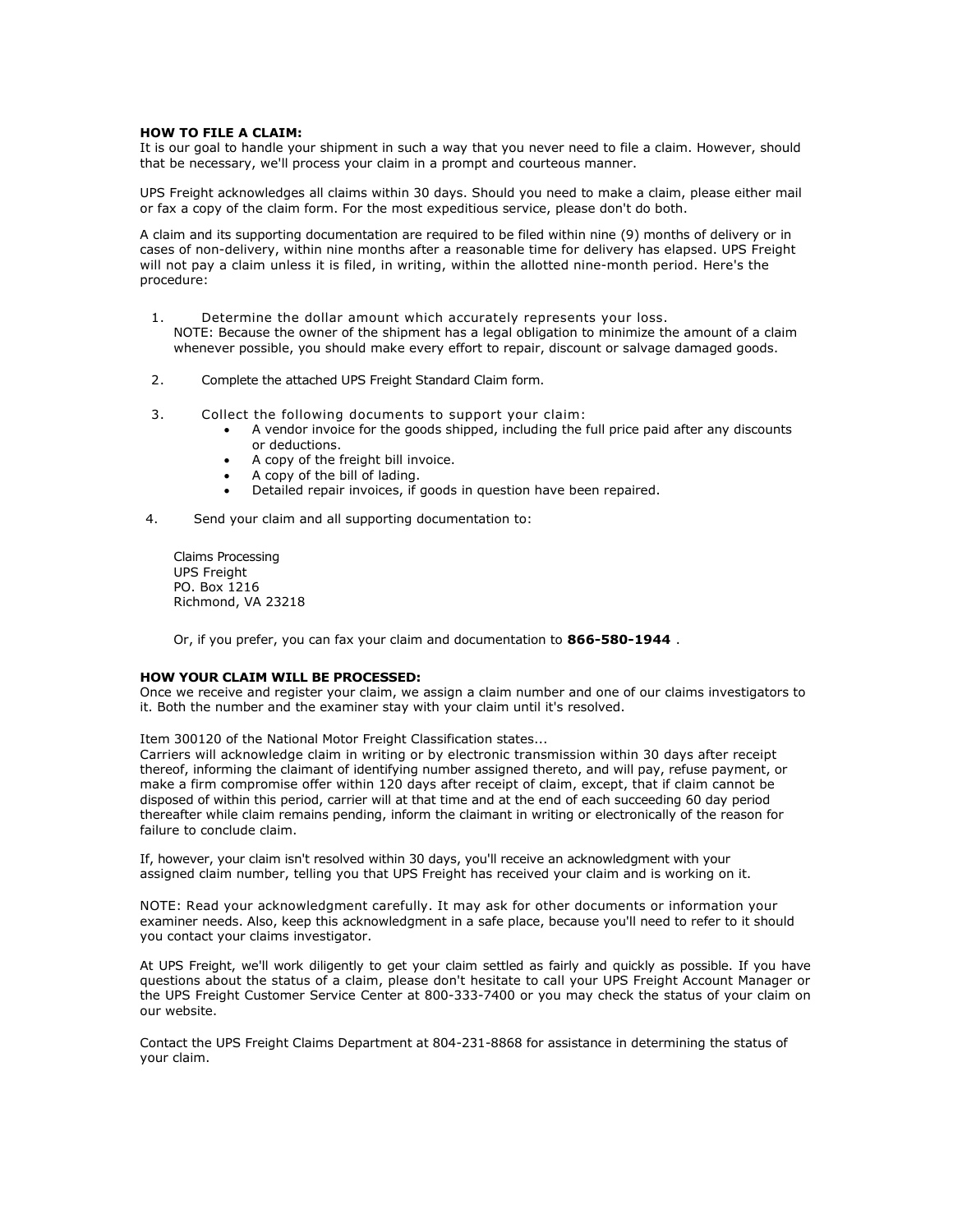**HOW TO FILE A CLAIM:**
It is our goal to handle your shipment in such a way that you never need to file a claim. However, should that be necessary, we'll process your claim in a prompt and courteous manner.

UPS Freight acknowledges all claims within 30 days. Should you need to make a claim, please either mail or fax a copy of the claim form. For the most expeditious service, please don't do both.

A claim and its supporting documentation are required to be filed within nine (9) months of delivery or in cases of non-delivery, within nine months after a reasonable time for delivery has elapsed. UPS Freight will not pay a claim unless it is filed, in writing, within the allotted nine-month period. Here's the procedure:

1. Determine the dollar amount which accurately represents your loss.
   NOTE: Because the owner of the shipment has a legal obligation to minimize the amount of a claim whenever possible, you should make every effort to repair, discount or salvage damaged goods.

2. Complete the attached UPS Freight Standard Claim form.

3. Collect the following documents to support your claim:
   - A vendor invoice for the goods shipped, including the full price paid after any discounts or deductions.
   - A copy of the freight bill invoice.
   - A copy of the bill of lading.
   - Detailed repair invoices, if goods in question have been repaired.

4. Send your claim and all supporting documentation to:

   Claims Processing
   UPS Freight
   PO. Box 1216
   Richmond, VA 23218

   Or, if you prefer, you can fax your claim and documentation to **866-580-1944** .

**HOW YOUR CLAIM WILL BE PROCESSED:**
Once we receive and register your claim, we assign a claim number and one of our claims investigators to it. Both the number and the examiner stay with your claim until it's resolved.

Item 300120 of the National Motor Freight Classification states...
Carriers will acknowledge claim in writing or by electronic transmission within 30 days after receipt thereof, informing the claimant of identifying number assigned thereto, and will pay, refuse payment, or make a firm compromise offer within 120 days after receipt of claim, except, that if claim cannot be disposed of within this period, carrier will at that time and at the end of each succeeding 60 day period thereafter while claim remains pending, inform the claimant in writing or electronically of the reason for failure to conclude claim.

If, however, your claim isn't resolved within 30 days, you'll receive an acknowledgment with your assigned claim number, telling you that UPS Freight has received your claim and is working on it.

NOTE: Read your acknowledgment carefully. It may ask for other documents or information your examiner needs. Also, keep this acknowledgment in a safe place, because you'll need to refer to it should you contact your claims investigator.

At UPS Freight, we'll work diligently to get your claim settled as fairly and quickly as possible. If you have questions about the status of a claim, please don't hesitate to call your UPS Freight Account Manager or the UPS Freight Customer Service Center at 800-333-7400 or you may check the status of your claim on our website.

Contact the UPS Freight Claims Department at 804-231-8868 for assistance in determining the status of your claim.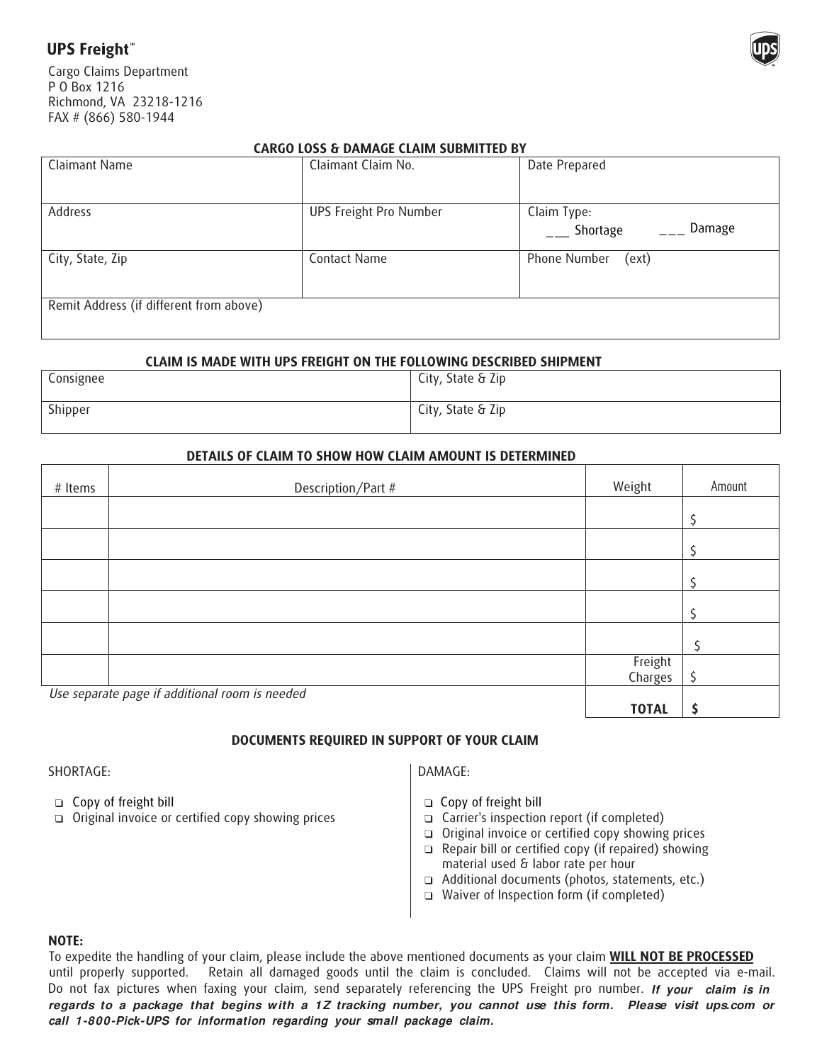**UPS Freight**℠

Cargo Claims Department
P O Box 1216
Richmond, VA 23218-1216
FAX # (866) 580-1944

### CARGO LOSS & DAMAGE CLAIM SUBMITTED BY

| Claimant Name | Claimant Claim No. | Date Prepared |
|---|---|---|
| Address | UPS Freight Pro Number | Claim Type: ___ Shortage ___ Damage |
| City, State, Zip | Contact Name | Phone Number (ext) |
| Remit Address (if different from above) | | |

### CLAIM IS MADE WITH UPS FREIGHT ON THE FOLLOWING DESCRIBED SHIPMENT

| Consignee | City, State & Zip |
|---|---|
| Shipper | City, State & Zip |

### DETAILS OF CLAIM TO SHOW HOW CLAIM AMOUNT IS DETERMINED

| # Items | Description/Part # | Weight | Amount |
|---|---|---|---|
| | | | $ |
| | | | $ |
| | | | $ |
| | | | $ |
| | | | $ |
| | | Freight Charges | $ |
| | | **TOTAL** | **$** |

*Use separate page if additional room is needed*

### DOCUMENTS REQUIRED IN SUPPORT OF YOUR CLAIM

SHORTAGE:

- ❑ Copy of freight bill
- ❑ Original invoice or certified copy showing prices

DAMAGE:

- ❑ Copy of freight bill
- ❑ Carrier's inspection report (if completed)
- ❑ Original invoice or certified copy showing prices
- ❑ Repair bill or certified copy (if repaired) showing material used & labor rate per hour
- ❑ Additional documents (photos, statements, etc.)
- ❑ Waiver of Inspection form (if completed)

**NOTE:**

To expedite the handling of your claim, please include the above mentioned documents as your claim **WILL NOT BE PROCESSED** until properly supported. Retain all damaged goods until the claim is concluded. Claims will not be accepted via e-mail. Do not fax pictures when faxing your claim, send separately referencing the UPS Freight pro number. ***If your claim is in regards to a package that begins with a 1Z tracking number, you cannot use this form. Please visit ups.com or call 1-800-Pick-UPS for information regarding your small package claim.***